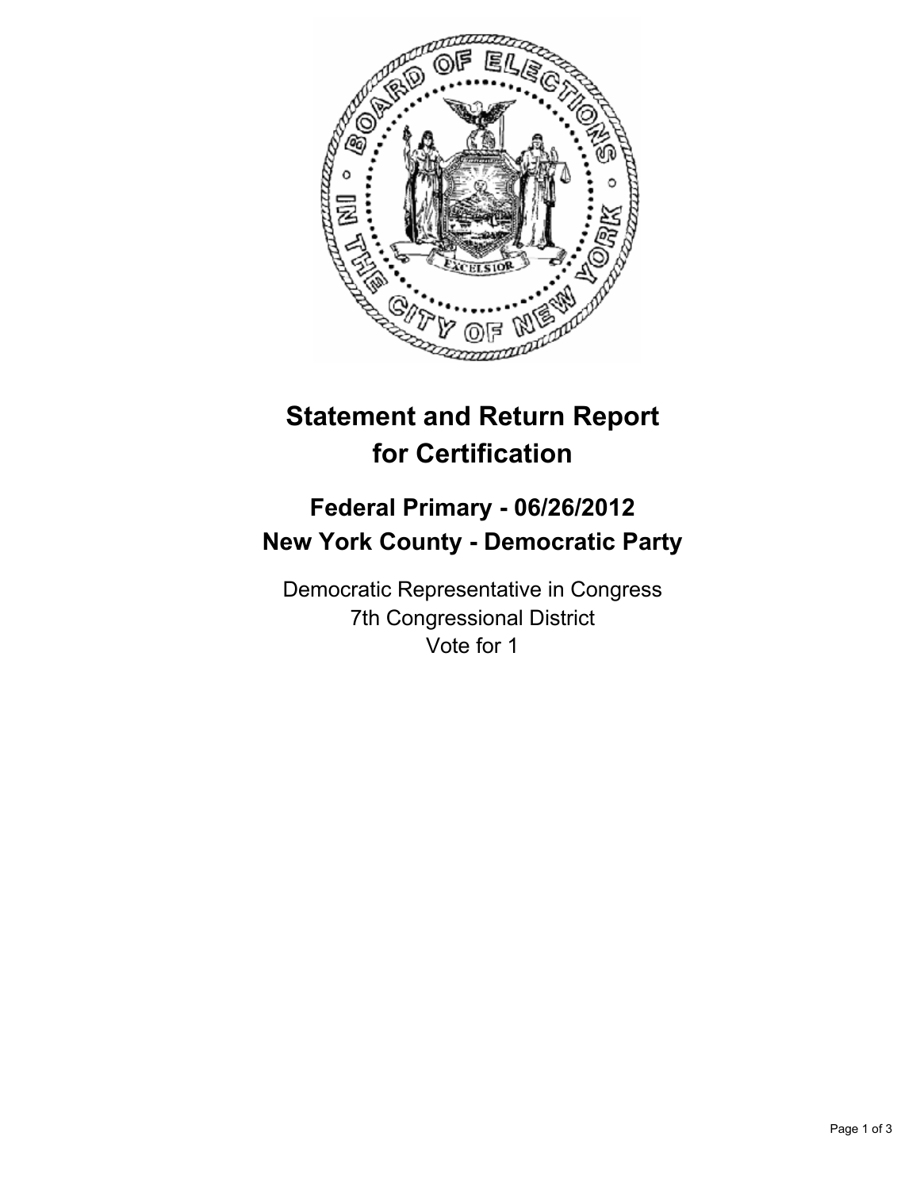# Statement and Return Report for Certification

## Federal Primary - 06/26/2012
## New York County - Democratic Party

Democratic Representative in Congress
7th Congressional District
Vote for 1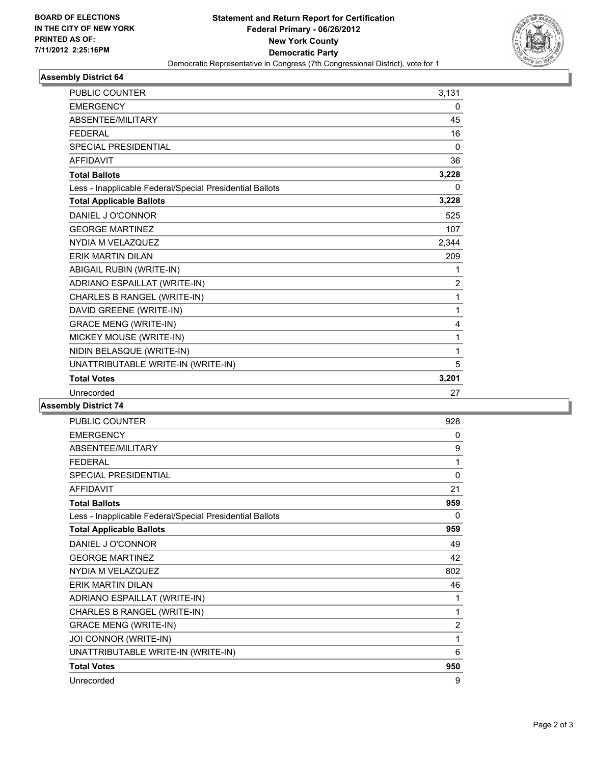**BOARD OF ELECTIONS IN THE CITY OF NEW YORK PRINTED AS OF: 7/11/2012 2:25:16PM**

**Statement and Return Report for Certification**
**Federal Primary - 06/26/2012**
**New York County**
**Democratic Party**
Democratic Representative in Congress (7th Congressional District), vote for 1

### Assembly District 64

| | |
|---|---|
| PUBLIC COUNTER | 3,131 |
| EMERGENCY | 0 |
| ABSENTEE/MILITARY | 45 |
| FEDERAL | 16 |
| SPECIAL PRESIDENTIAL | 0 |
| AFFIDAVIT | 36 |
| **Total Ballots** | **3,228** |
| Less - Inapplicable Federal/Special Presidential Ballots | 0 |
| **Total Applicable Ballots** | **3,228** |
| DANIEL J O'CONNOR | 525 |
| GEORGE MARTINEZ | 107 |
| NYDIA M VELAZQUEZ | 2,344 |
| ERIK MARTIN DILAN | 209 |
| ABIGAIL RUBIN (WRITE-IN) | 1 |
| ADRIANO ESPAILLAT (WRITE-IN) | 2 |
| CHARLES B RANGEL (WRITE-IN) | 1 |
| DAVID GREENE (WRITE-IN) | 1 |
| GRACE MENG (WRITE-IN) | 4 |
| MICKEY MOUSE (WRITE-IN) | 1 |
| NIDIN BELASQUE (WRITE-IN) | 1 |
| UNATTRIBUTABLE WRITE-IN (WRITE-IN) | 5 |
| **Total Votes** | **3,201** |
| Unrecorded | 27 |

### Assembly District 74

| | |
|---|---|
| PUBLIC COUNTER | 928 |
| EMERGENCY | 0 |
| ABSENTEE/MILITARY | 9 |
| FEDERAL | 1 |
| SPECIAL PRESIDENTIAL | 0 |
| AFFIDAVIT | 21 |
| **Total Ballots** | **959** |
| Less - Inapplicable Federal/Special Presidential Ballots | 0 |
| **Total Applicable Ballots** | **959** |
| DANIEL J O'CONNOR | 49 |
| GEORGE MARTINEZ | 42 |
| NYDIA M VELAZQUEZ | 802 |
| ERIK MARTIN DILAN | 46 |
| ADRIANO ESPAILLAT (WRITE-IN) | 1 |
| CHARLES B RANGEL (WRITE-IN) | 1 |
| GRACE MENG (WRITE-IN) | 2 |
| JOI CONNOR (WRITE-IN) | 1 |
| UNATTRIBUTABLE WRITE-IN (WRITE-IN) | 6 |
| **Total Votes** | **950** |
| Unrecorded | 9 |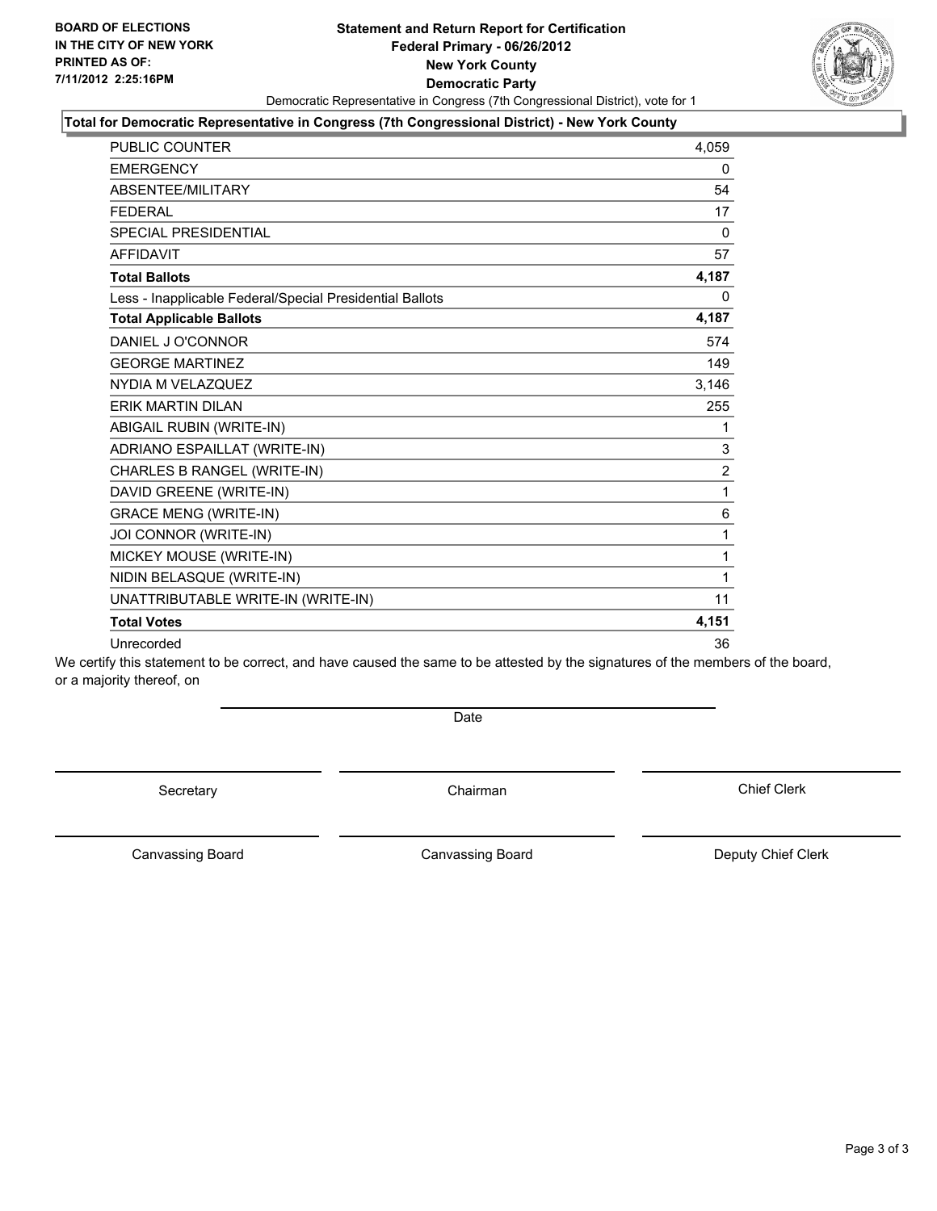**BOARD OF ELECTIONS**
**IN THE CITY OF NEW YORK**
**PRINTED AS OF:**
**7/11/2012 2:25:16PM**

# Statement and Return Report for Certification
## Federal Primary - 06/26/2012
## New York County
## Democratic Party

Democratic Representative in Congress (7th Congressional District), vote for 1

**Total for Democratic Representative in Congress (7th Congressional District) - New York County**

| | |
|---|---|
| PUBLIC COUNTER | 4,059 |
| EMERGENCY | 0 |
| ABSENTEE/MILITARY | 54 |
| FEDERAL | 17 |
| SPECIAL PRESIDENTIAL | 0 |
| AFFIDAVIT | 57 |
| **Total Ballots** | **4,187** |
| Less - Inapplicable Federal/Special Presidential Ballots | 0 |
| **Total Applicable Ballots** | **4,187** |
| DANIEL J O'CONNOR | 574 |
| GEORGE MARTINEZ | 149 |
| NYDIA M VELAZQUEZ | 3,146 |
| ERIK MARTIN DILAN | 255 |
| ABIGAIL RUBIN (WRITE-IN) | 1 |
| ADRIANO ESPAILLAT (WRITE-IN) | 3 |
| CHARLES B RANGEL (WRITE-IN) | 2 |
| DAVID GREENE (WRITE-IN) | 1 |
| GRACE MENG (WRITE-IN) | 6 |
| JOI CONNOR (WRITE-IN) | 1 |
| MICKEY MOUSE (WRITE-IN) | 1 |
| NIDIN BELASQUE (WRITE-IN) | 1 |
| UNATTRIBUTABLE WRITE-IN (WRITE-IN) | 11 |
| **Total Votes** | **4,151** |
| Unrecorded | 36 |

We certify this statement to be correct, and have caused the same to be attested by the signatures of the members of the board, or a majority thereof, on

Date

Secretary | Chairman | Chief Clerk

Canvassing Board | Canvassing Board | Deputy Chief Clerk